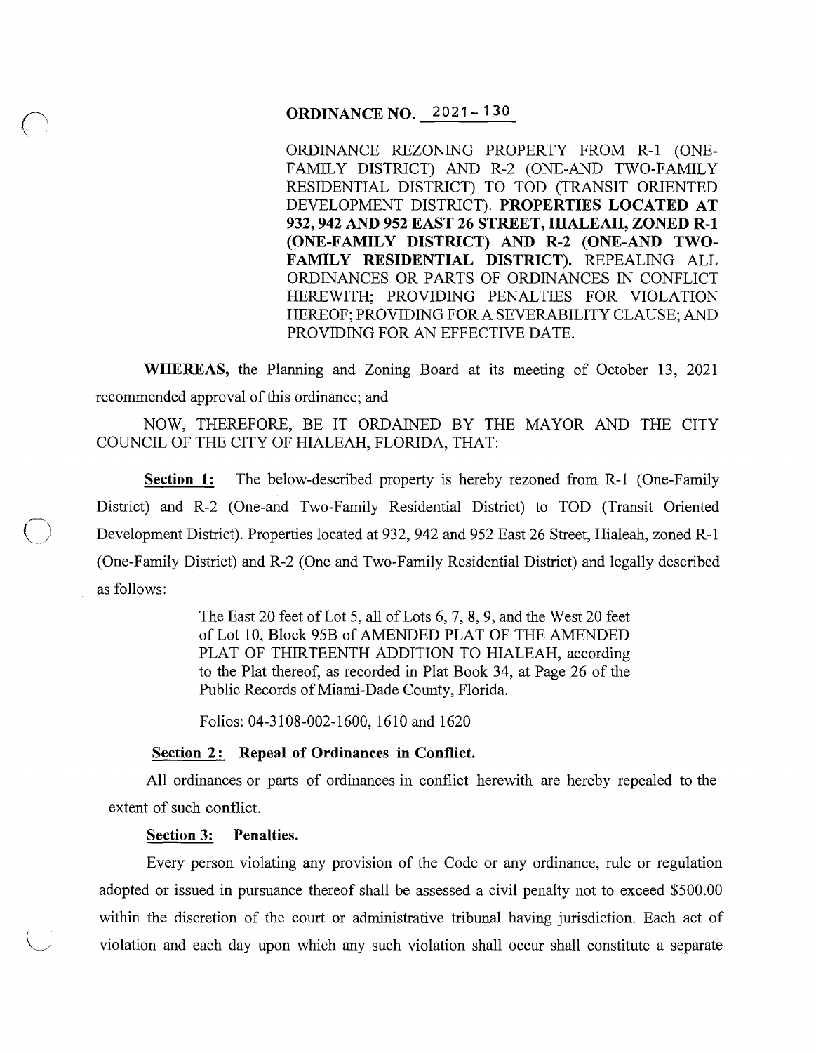# ORDINANCE NO. 2021-130

ORDINANCE REZONING PROPERTY FROM R-1 (ONE-FAMILY DISTRICT) AND R-2 (ONE-AND TWO-FAMILY RESIDENTIAL DISTRICT) TO TOD (TRANSIT ORIENTED DEVELOPMENT DISTRICT). **PROPERTIES LOCATED AT 932, 942 AND 952 EAST 26 STREET, HIALEAH, ZONED R-1 (ONE-FAMILY DISTRICT) AND R-2 (ONE-AND TWO-FAMILY RESIDENTIAL DISTRICT).** REPEALING ALL ORDINANCES OR PARTS OF ORDINANCES IN CONFLICT HEREWITH; PROVIDING PENALTIES FOR VIOLATION HEREOF; PROVIDING FOR A SEVERABILITY CLAUSE; AND PROVIDING FOR AN EFFECTIVE DATE.

**WHEREAS,** the Planning and Zoning Board at its meeting of October 13, 2021 recommended approval of this ordinance; and

NOW, THEREFORE, BE IT ORDAINED BY THE MAYOR AND THE CITY COUNCIL OF THE CITY OF HIALEAH, FLORIDA, THAT:

**Section 1:** The below-described property is hereby rezoned from R-1 (One-Family District) and R-2 (One-and Two-Family Residential District) to TOD (Transit Oriented Development District). Properties located at 932, 942 and 952 East 26 Street, Hialeah, zoned R-1 (One-Family District) and R-2 (One and Two-Family Residential District) and legally described as follows:

> The East 20 feet of Lot 5, all of Lots 6, 7, 8, 9, and the West 20 feet of Lot 10, Block 95B of AMENDED PLAT OF THE AMENDED PLAT OF THIRTEENTH ADDITION TO HIALEAH, according to the Plat thereof, as recorded in Plat Book 34, at Page 26 of the Public Records of Miami-Dade County, Florida.
>
> Folios: 04-3108-002-1600, 1610 and 1620

**Section 2: Repeal of Ordinances in Conflict.**

All ordinances or parts of ordinances in conflict herewith are hereby repealed to the extent of such conflict.

**Section 3: Penalties.**

Every person violating any provision of the Code or any ordinance, rule or regulation adopted or issued in pursuance thereof shall be assessed a civil penalty not to exceed $500.00 within the discretion of the court or administrative tribunal having jurisdiction. Each act of violation and each day upon which any such violation shall occur shall constitute a separate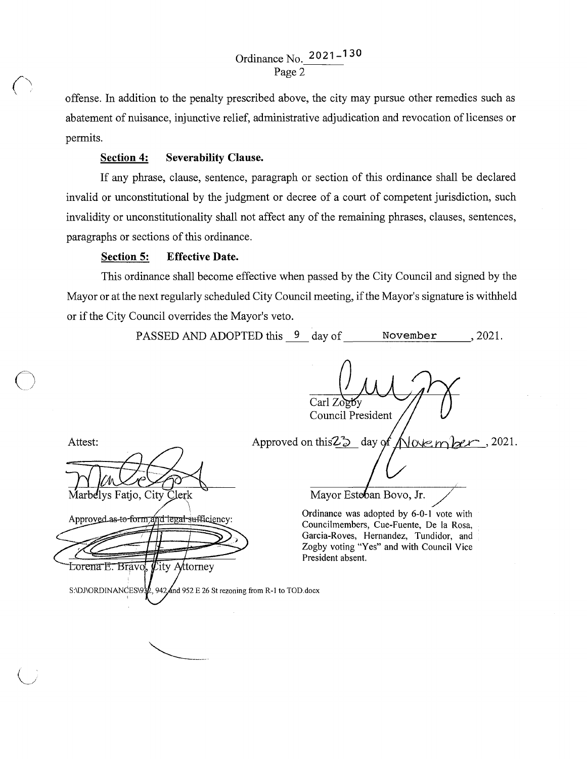Ordinance No. 2021-130

offense. In addition to the penalty prescribed above, the city may pursue other remedies such as abatement of nuisance, injunctive relief, administrative adjudication and revocation of licenses or permits.

**Section 4: Severability Clause.**

If any phrase, clause, sentence, paragraph or section of this ordinance shall be declared invalid or unconstitutional by the judgment or decree of a court of competent jurisdiction, such invalidity or unconstitutionality shall not affect any of the remaining phrases, clauses, sentences, paragraphs or sections of this ordinance.

**Section 5: Effective Date.**

This ordinance shall become effective when passed by the City Council and signed by the Mayor or at the next regularly scheduled City Council meeting, if the Mayor's signature is withheld or if the City Council overrides the Mayor's veto.

PASSED AND ADOPTED this 9 day of November, 2021.

Carl Zogby
Council President

Approved on this 23 day of November, 2021.

Mayor Esteban Bovo, Jr.

Attest:

Marbelys Fatjo, City Clerk

~~Approved as to form and legal sufficiency:~~

~~Lorena E. Bravo, City Attorney~~

Ordinance was adopted by 6-0-1 vote with Councilmembers, Cue-Fuente, De la Rosa, Garcia-Roves, Hernandez, Tundidor, and Zogby voting "Yes" and with Council Vice President absent.

S:\DJ\ORDINANCES\932, 942 and 952 E 26 St rezoning from R-1 to TOD.docx